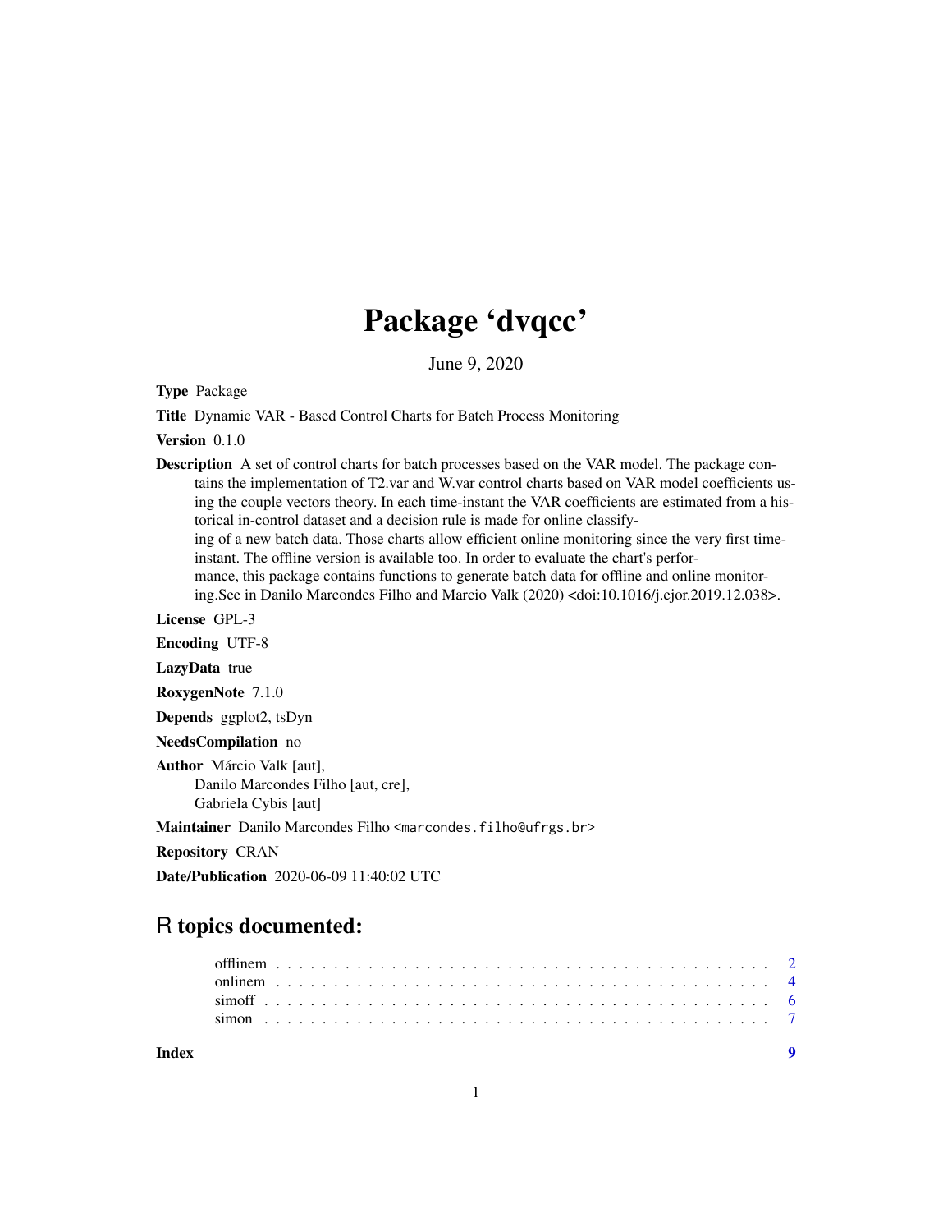# Package 'dvqcc'

June 9, 2020

**Type** Package

**Title** Dynamic VAR - Based Control Charts for Batch Process Monitoring

**Version** 0.1.0

**Description** A set of control charts for batch processes based on the VAR model. The package contains the implementation of T2.var and W.var control charts based on VAR model coefficients using the couple vectors theory. In each time-instant the VAR coefficients are estimated from a historical in-control dataset and a decision rule is made for online classifying of a new batch data. Those charts allow efficient online monitoring since the very first time-instant. The offline version is available too. In order to evaluate the chart's performance, this package contains functions to generate batch data for offline and online monitoring.See in Danilo Marcondes Filho and Marcio Valk (2020) <doi:10.1016/j.ejor.2019.12.038>.

**License** GPL-3

**Encoding** UTF-8

**LazyData** true

**RoxygenNote** 7.1.0

**Depends** ggplot2, tsDyn

**NeedsCompilation** no

**Author** Márcio Valk [aut],
Danilo Marcondes Filho [aut, cre],
Gabriela Cybis [aut]

**Maintainer** Danilo Marcondes Filho <marcondes.filho@ufrgs.br>

**Repository** CRAN

**Date/Publication** 2020-06-09 11:40:02 UTC

## R topics documented:

offlinem . . . . . . . . . . . . . . . . . . . . . . . . . . . . . . . . . . . . . . . . . . . 2
onlinem . . . . . . . . . . . . . . . . . . . . . . . . . . . . . . . . . . . . . . . . . . . . 4
simoff . . . . . . . . . . . . . . . . . . . . . . . . . . . . . . . . . . . . . . . . . . . . . 6
simon . . . . . . . . . . . . . . . . . . . . . . . . . . . . . . . . . . . . . . . . . . . . . 7

**Index** 9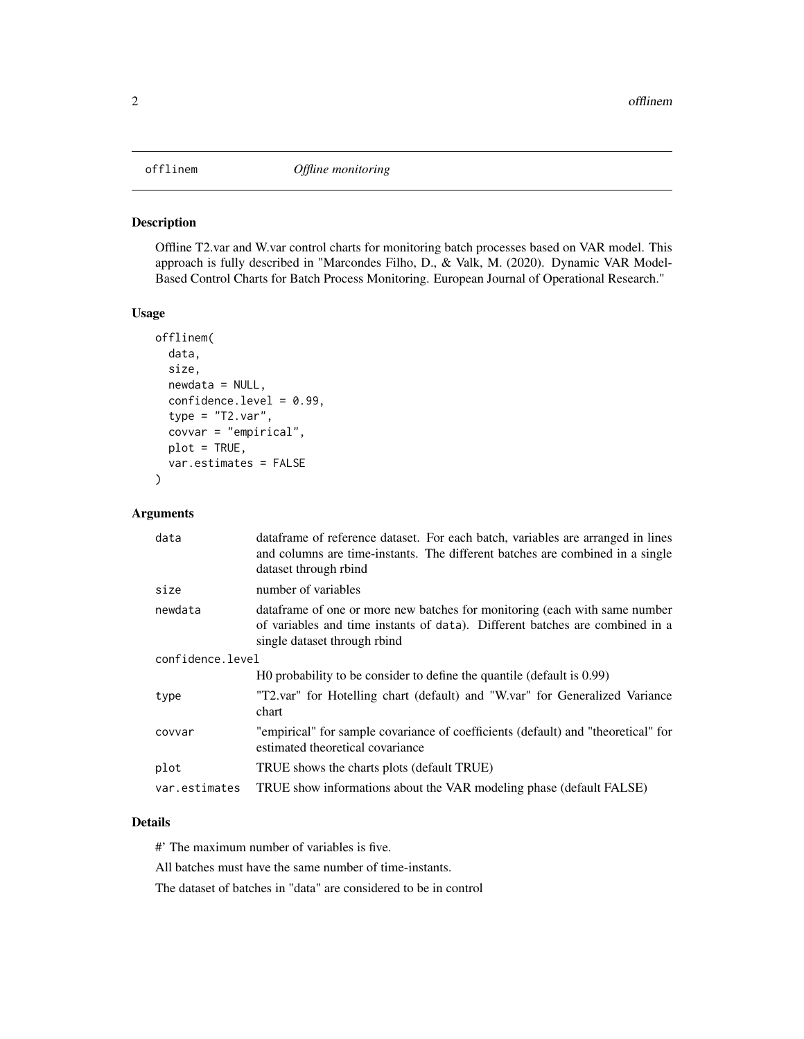## offlinem — *Offline monitoring*

### Description

Offline T2.var and W.var control charts for monitoring batch processes based on VAR model. This approach is fully described in "Marcondes Filho, D., & Valk, M. (2020). Dynamic VAR Model-Based Control Charts for Batch Process Monitoring. European Journal of Operational Research."

### Usage

```
offlinem(
  data,
  size,
  newdata = NULL,
  confidence.level = 0.99,
  type = "T2.var",
  covvar = "empirical",
  plot = TRUE,
  var.estimates = FALSE
)
```

### Arguments

| | |
|---|---|
| `data` | dataframe of reference dataset. For each batch, variables are arranged in lines and columns are time-instants. The different batches are combined in a single dataset through rbind |
| `size` | number of variables |
| `newdata` | dataframe of one or more new batches for monitoring (each with same number of variables and time instants of `data`). Different batches are combined in a single dataset through rbind |
| `confidence.level` | H0 probability to be consider to define the quantile (default is 0.99) |
| `type` | "T2.var" for Hotelling chart (default) and "W.var" for Generalized Variance chart |
| `covvar` | "empirical" for sample covariance of coefficients (default) and "theoretical" for estimated theoretical covariance |
| `plot` | TRUE shows the charts plots (default TRUE) |
| `var.estimates` | TRUE show informations about the VAR modeling phase (default FALSE) |

### Details

#' The maximum number of variables is five.

All batches must have the same number of time-instants.

The dataset of batches in "data" are considered to be in control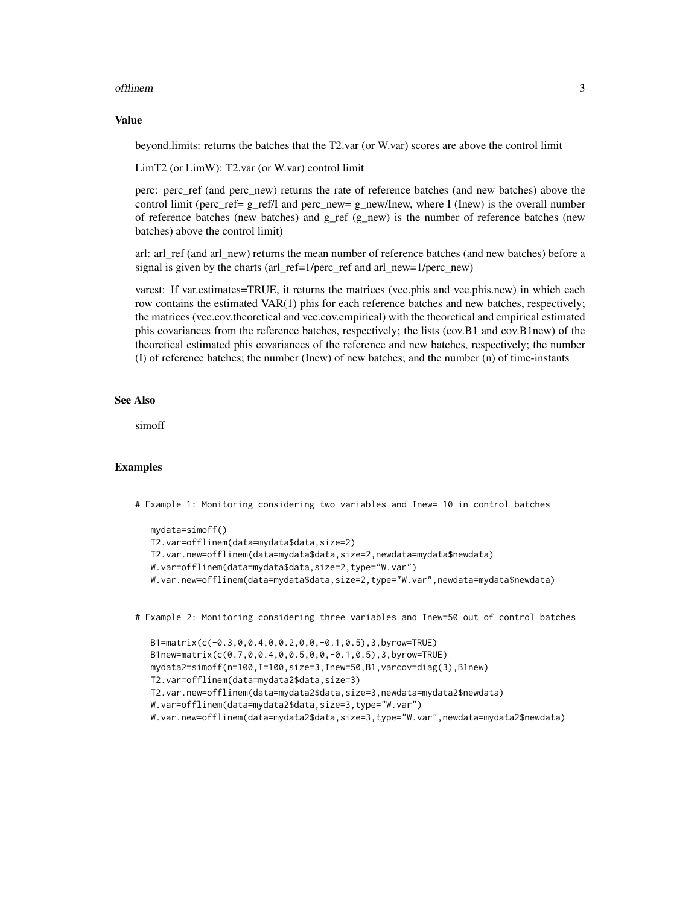## Value

beyond.limits: returns the batches that the T2.var (or W.var) scores are above the control limit

LimT2 (or LimW): T2.var (or W.var) control limit

perc: perc_ref (and perc_new) returns the rate of reference batches (and new batches) above the control limit (perc_ref= g_ref/I and perc_new= g_new/Inew, where I (Inew) is the overall number of reference batches (new batches) and g_ref (g_new) is the number of reference batches (new batches) above the control limit)

arl: arl_ref (and arl_new) returns the mean number of reference batches (and new batches) before a signal is given by the charts (arl_ref=1/perc_ref and arl_new=1/perc_new)

varest: If var.estimates=TRUE, it returns the matrices (vec.phis and vec.phis.new) in which each row contains the estimated VAR(1) phis for each reference batches and new batches, respectively; the matrices (vec.cov.theoretical and vec.cov.empirical) with the theoretical and empirical estimated phis covariances from the reference batches, respectively; the lists (cov.B1 and cov.B1new) of the theoretical estimated phis covariances of the reference and new batches, respectively; the number (I) of reference batches; the number (Inew) of new batches; and the number (n) of time-instants

## See Also

simoff

## Examples

```
# Example 1: Monitoring considering two variables and Inew= 10 in control batches

   mydata=simoff()
   T2.var=offlinem(data=mydata$data,size=2)
   T2.var.new=offlinem(data=mydata$data,size=2,newdata=mydata$newdata)
   W.var=offlinem(data=mydata$data,size=2,type="W.var")
   W.var.new=offlinem(data=mydata$data,size=2,type="W.var",newdata=mydata$newdata)


# Example 2: Monitoring considering three variables and Inew=50 out of control batches

   B1=matrix(c(-0.3,0,0.4,0,0.2,0,0,-0.1,0.5),3,byrow=TRUE)
   B1new=matrix(c(0.7,0,0.4,0,0.5,0,0,-0.1,0.5),3,byrow=TRUE)
   mydata2=simoff(n=100,I=100,size=3,Inew=50,B1,varcov=diag(3),B1new)
   T2.var=offlinem(data=mydata2$data,size=3)
   T2.var.new=offlinem(data=mydata2$data,size=3,newdata=mydata2$newdata)
   W.var=offlinem(data=mydata2$data,size=3,type="W.var")
   W.var.new=offlinem(data=mydata2$data,size=3,type="W.var",newdata=mydata2$newdata)
```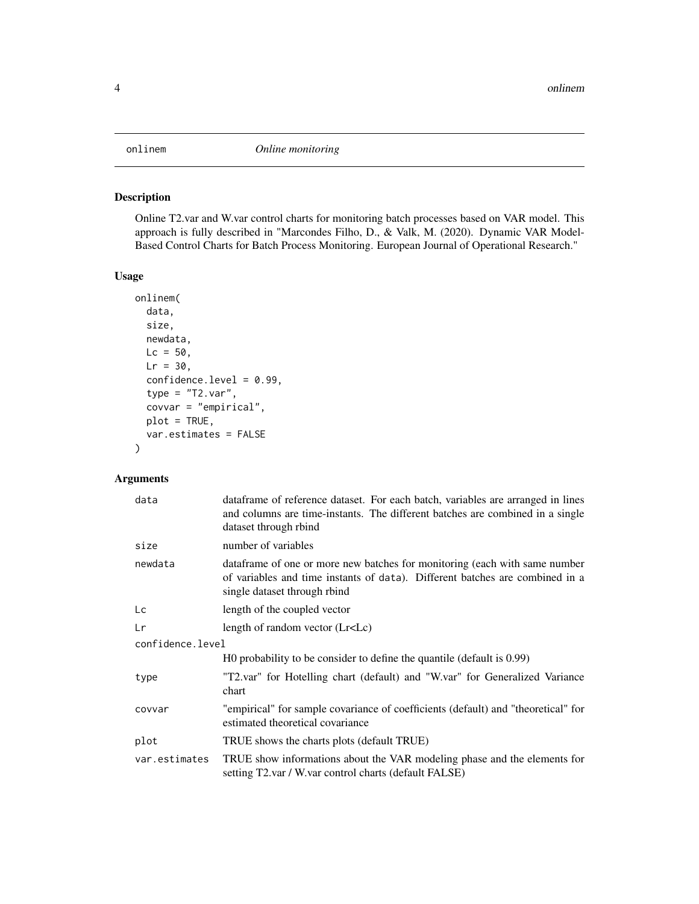# onlinem — *Online monitoring*

## Description

Online T2.var and W.var control charts for monitoring batch processes based on VAR model. This approach is fully described in "Marcondes Filho, D., & Valk, M. (2020). Dynamic VAR Model-Based Control Charts for Batch Process Monitoring. European Journal of Operational Research."

## Usage

```
onlinem(
  data,
  size,
  newdata,
  Lc = 50,
  Lr = 30,
  confidence.level = 0.99,
  type = "T2.var",
  covvar = "empirical",
  plot = TRUE,
  var.estimates = FALSE
)
```

## Arguments

| Argument | Description |
|---|---|
| `data` | dataframe of reference dataset. For each batch, variables are arranged in lines and columns are time-instants. The different batches are combined in a single dataset through rbind |
| `size` | number of variables |
| `newdata` | dataframe of one or more new batches for monitoring (each with same number of variables and time instants of `data`). Different batches are combined in a single dataset through rbind |
| `Lc` | length of the coupled vector |
| `Lr` | length of random vector (Lr<Lc) |
| `confidence.level` | H0 probability to be consider to define the quantile (default is 0.99) |
| `type` | "T2.var" for Hotelling chart (default) and "W.var" for Generalized Variance chart |
| `covvar` | "empirical" for sample covariance of coefficients (default) and "theoretical" for estimated theoretical covariance |
| `plot` | TRUE shows the charts plots (default TRUE) |
| `var.estimates` | TRUE show informations about the VAR modeling phase and the elements for setting T2.var / W.var control charts (default FALSE) |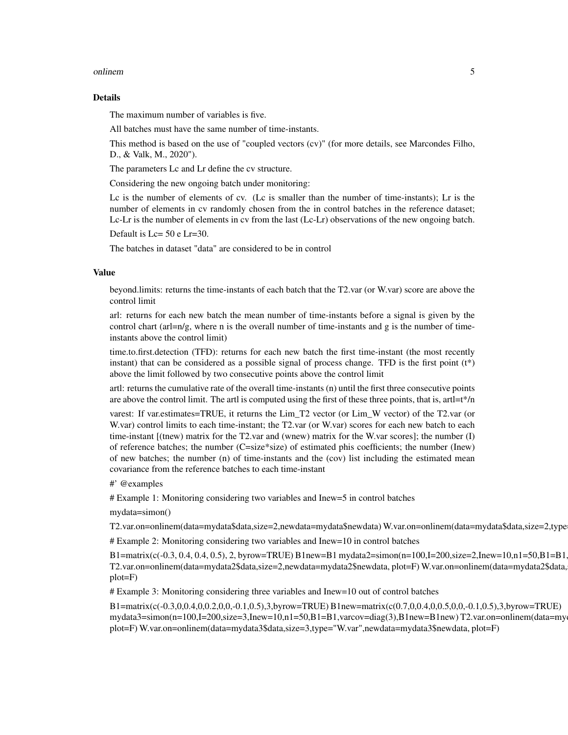### Details

The maximum number of variables is five.

All batches must have the same number of time-instants.

This method is based on the use of "coupled vectors (cv)" (for more details, see Marcondes Filho, D., & Valk, M., 2020").

The parameters Lc and Lr define the cv structure.

Considering the new ongoing batch under monitoring:

Lc is the number of elements of cv. (Lc is smaller than the number of time-instants); Lr is the number of elements in cv randomly chosen from the in control batches in the reference dataset; Lc-Lr is the number of elements in cv from the last (Lc-Lr) observations of the new ongoing batch.

Default is Lc= 50 e Lr=30.

The batches in dataset "data" are considered to be in control

### Value

beyond.limits: returns the time-instants of each batch that the T2.var (or W.var) score are above the control limit

arl: returns for each new batch the mean number of time-instants before a signal is given by the control chart (arl=n/g, where n is the overall number of time-instants and g is the number of time-instants above the control limit)

time.to.first.detection (TFD): returns for each new batch the first time-instant (the most recently instant) that can be considered as a possible signal of process change. TFD is the first point (t*) above the limit followed by two consecutive points above the control limit

artl: returns the cumulative rate of the overall time-instants (n) until the first three consecutive points are above the control limit. The artl is computed using the first of these three points, that is, artl=t*/n

varest: If var.estimates=TRUE, it returns the Lim_T2 vector (or Lim_W vector) of the T2.var (or W.var) control limits to each time-instant; the T2.var (or W.var) scores for each new batch to each time-instant [(tnew) matrix for the T2.var and (wnew) matrix for the W.var scores]; the number (I) of reference batches; the number (C=size*size) of estimated phis coefficients; the number (Inew) of new batches; the number (n) of time-instants and the (cov) list including the estimated mean covariance from the reference batches to each time-instant

#' @examples

# Example 1: Monitoring considering two variables and Inew=5 in control batches

mydata=simon()

T2.var.on=onlinem(data=mydata$data,size=2,newdata=mydata$newdata) W.var.on=onlinem(data=mydata$data,size=2,type=

# Example 2: Monitoring considering two variables and Inew=10 in control batches

B1=matrix(c(-0.3, 0.4, 0.4, 0.5), 2, byrow=TRUE) B1new=B1 mydata2=simon(n=100,I=200,size=2,Inew=10,n1=50,B1=B1,
T2.var.on=onlinem(data=mydata2$data,size=2,newdata=mydata2$newdata, plot=F) W.var.on=onlinem(data=mydata2$data,
plot=F)

# Example 3: Monitoring considering three variables and Inew=10 out of control batches

B1=matrix(c(-0.3,0,0.4,0,0.2,0,0,-0.1,0.5),3,byrow=TRUE) B1new=matrix(c(0.7,0,0.4,0,0.5,0,0,-0.1,0.5),3,byrow=TRUE)
mydata3=simon(n=100,I=200,size=3,Inew=10,n1=50,B1=B1,varcov=diag(3),B1new=B1new) T2.var.on=onlinem(data=my
plot=F) W.var.on=onlinem(data=mydata3$data,size=3,type="W.var",newdata=mydata3$newdata, plot=F)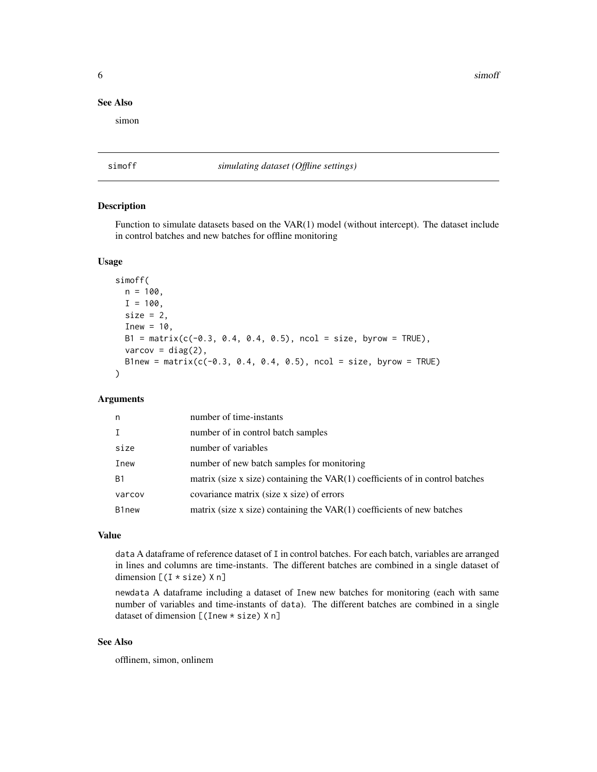## See Also

simon

---

## simoff *simulating dataset (Offline settings)*

---

### Description

Function to simulate datasets based on the VAR(1) model (without intercept). The dataset include in control batches and new batches for offline monitoring

### Usage

```
simoff(
  n = 100,
  I = 100,
  size = 2,
  Inew = 10,
  B1 = matrix(c(-0.3, 0.4, 0.4, 0.5), ncol = size, byrow = TRUE),
  varcov = diag(2),
  B1new = matrix(c(-0.3, 0.4, 0.4, 0.5), ncol = size, byrow = TRUE)
)
```

### Arguments

| | |
|---|---|
| n | number of time-instants |
| I | number of in control batch samples |
| size | number of variables |
| Inew | number of new batch samples for monitoring |
| B1 | matrix (size x size) containing the VAR(1) coefficients of in control batches |
| varcov | covariance matrix (size x size) of errors |
| B1new | matrix (size x size) containing the VAR(1) coefficients of new batches |

### Value

`data` A dataframe of reference dataset of `I` in control batches. For each batch, variables are arranged in lines and columns are time-instants. The different batches are combined in a single dataset of dimension `[(I * size) X n]`

`newdata` A dataframe including a dataset of `Inew` new batches for monitoring (each with same number of variables and time-instants of `data`). The different batches are combined in a single dataset of dimension `[(Inew * size) X n]`

### See Also

offlinem, simon, onlinem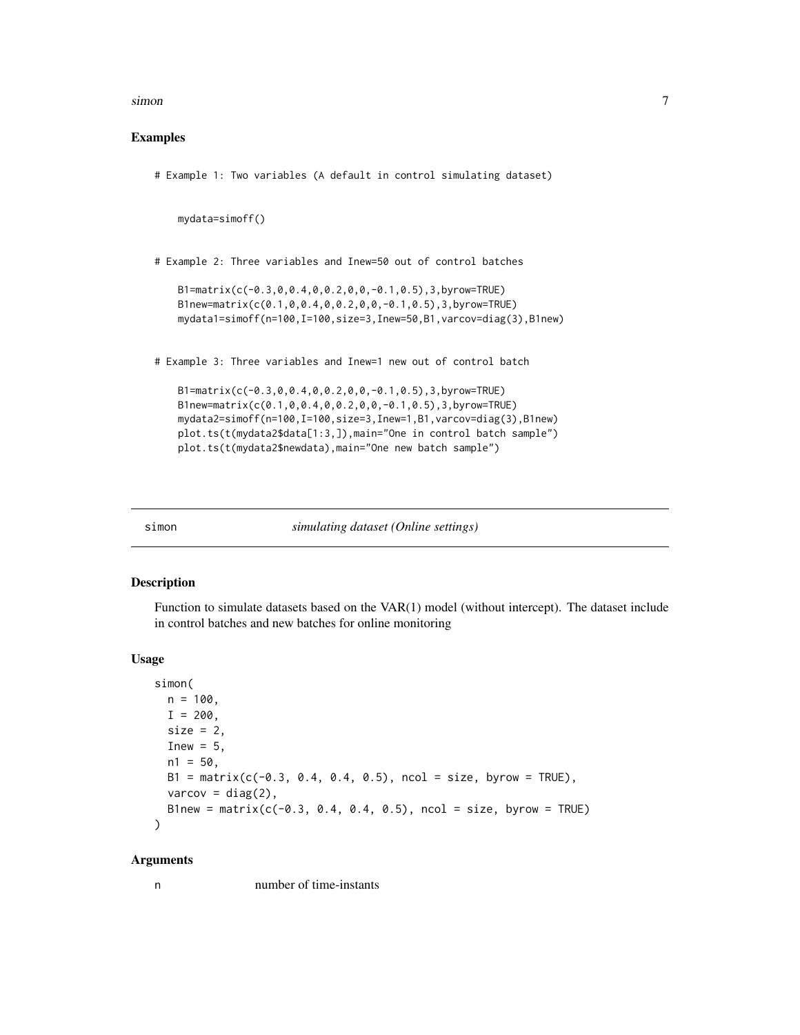## Examples

```
# Example 1: Two variables (A default in control simulating dataset)


    mydata=simoff()


# Example 2: Three variables and Inew=50 out of control batches

    B1=matrix(c(-0.3,0,0.4,0,0.2,0,0,-0.1,0.5),3,byrow=TRUE)
    B1new=matrix(c(0.1,0,0.4,0,0.2,0,0,-0.1,0.5),3,byrow=TRUE)
    mydata1=simoff(n=100,I=100,size=3,Inew=50,B1,varcov=diag(3),B1new)


# Example 3: Three variables and Inew=1 new out of control batch

    B1=matrix(c(-0.3,0,0.4,0,0.2,0,0,-0.1,0.5),3,byrow=TRUE)
    B1new=matrix(c(0.1,0,0.4,0,0.2,0,0,-0.1,0.5),3,byrow=TRUE)
    mydata2=simoff(n=100,I=100,size=3,Inew=1,B1,varcov=diag(3),B1new)
    plot.ts(t(mydata2$data[1:3,]),main="One in control batch sample")
    plot.ts(t(mydata2$newdata),main="One new batch sample")
```

---

simon *simulating dataset (Online settings)*

---

## Description

Function to simulate datasets based on the VAR(1) model (without intercept). The dataset include in control batches and new batches for online monitoring

## Usage

```
simon(
  n = 100,
  I = 200,
  size = 2,
  Inew = 5,
  n1 = 50,
  B1 = matrix(c(-0.3, 0.4, 0.4, 0.5), ncol = size, byrow = TRUE),
  varcov = diag(2),
  B1new = matrix(c(-0.3, 0.4, 0.4, 0.5), ncol = size, byrow = TRUE)
)
```

## Arguments

| | |
|---|---|
| n | number of time-instants |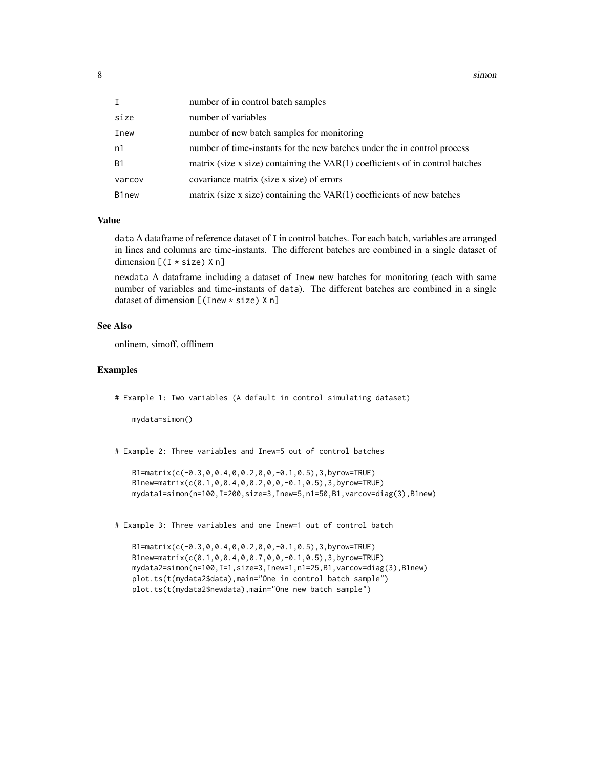| | |
|---|---|
| `I` | number of in control batch samples |
| `size` | number of variables |
| `Inew` | number of new batch samples for monitoring |
| `n1` | number of time-instants for the new batches under the in control process |
| `B1` | matrix (size x size) containing the VAR(1) coefficients of in control batches |
| `varcov` | covariance matrix (size x size) of errors |
| `B1new` | matrix (size x size) containing the VAR(1) coefficients of new batches |

### Value

`data` A dataframe of reference dataset of `I` in control batches. For each batch, variables are arranged in lines and columns are time-instants. The different batches are combined in a single dataset of dimension `[(I * size) X n]`

`newdata` A dataframe including a dataset of `Inew` new batches for monitoring (each with same number of variables and time-instants of `data`). The different batches are combined in a single dataset of dimension `[(Inew * size) X n]`

### See Also

onlinem, simoff, offlinem

### Examples

```
# Example 1: Two variables (A default in control simulating dataset)

    mydata=simon()


# Example 2: Three variables and Inew=5 out of control batches

    B1=matrix(c(-0.3,0,0.4,0,0.2,0,0,-0.1,0.5),3,byrow=TRUE)
    B1new=matrix(c(0.1,0,0.4,0,0.2,0,0,-0.1,0.5),3,byrow=TRUE)
    mydata1=simon(n=100,I=200,size=3,Inew=5,n1=50,B1,varcov=diag(3),B1new)


# Example 3: Three variables and one Inew=1 out of control batch

    B1=matrix(c(-0.3,0,0.4,0,0.2,0,0,-0.1,0.5),3,byrow=TRUE)
    B1new=matrix(c(0.1,0,0.4,0,0.7,0,0,-0.1,0.5),3,byrow=TRUE)
    mydata2=simon(n=100,I=1,size=3,Inew=1,n1=25,B1,varcov=diag(3),B1new)
    plot.ts(t(mydata2$data),main="One in control batch sample")
    plot.ts(t(mydata2$newdata),main="One new batch sample")
```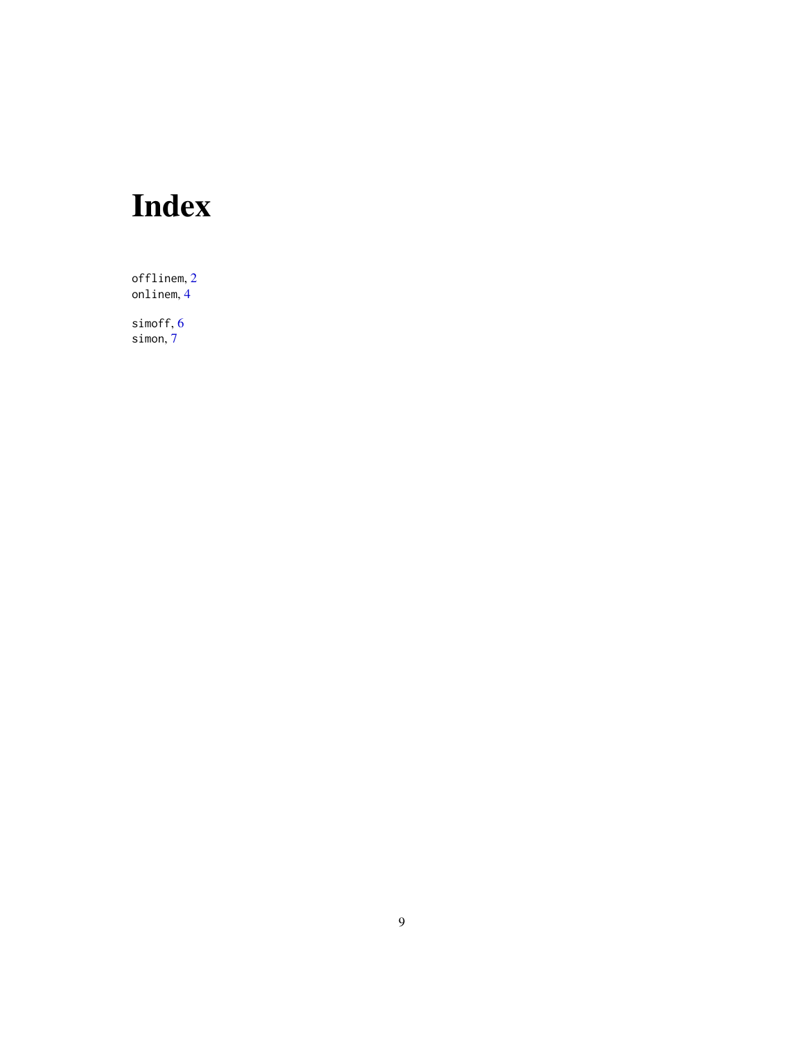# Index

offlinem, 2
onlinem, 4

simoff, 6
simon, 7